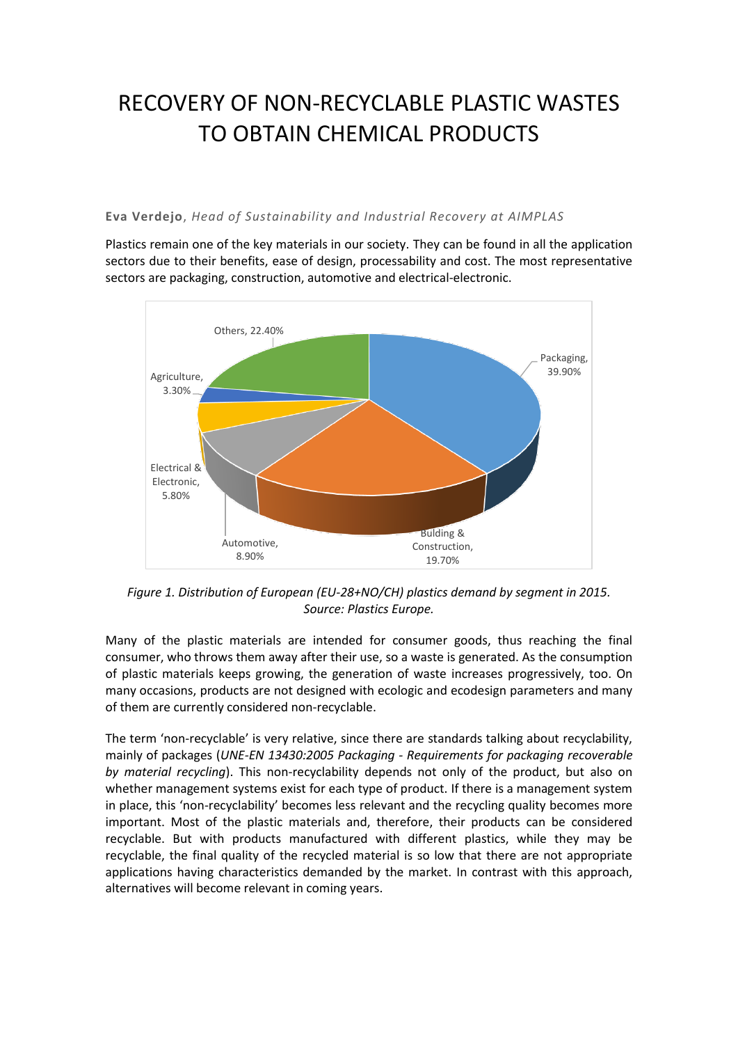# RECOVERY OF NON-RECYCLABLE PLASTIC WASTES TO OBTAIN CHEMICAL PRODUCTS

**Eva Verdejo**, *Head of Sustainability and Industrial Recovery at AIMPLAS*

Plastics remain one of the key materials in our society. They can be found in all the application sectors due to their benefits, ease of design, processability and cost. The most representative sectors are packaging, construction, automotive and electrical-electronic.

*Figure 1. Distribution of European (EU-28+NO/CH) plastics demand by segment in 2015. Source: Plastics Europe.*

Many of the plastic materials are intended for consumer goods, thus reaching the final consumer, who throws them away after their use, so a waste is generated. As the consumption of plastic materials keeps growing, the generation of waste increases progressively, too. On many occasions, products are not designed with ecologic and ecodesign parameters and many of them are currently considered non-recyclable.

The term 'non-recyclable' is very relative, since there are standards talking about recyclability, mainly of packages (*UNE-EN 13430:2005 Packaging - Requirements for packaging recoverable by material recycling*). This non-recyclability depends not only of the product, but also on whether management systems exist for each type of product. If there is a management system in place, this 'non-recyclability' becomes less relevant and the recycling quality becomes more important. Most of the plastic materials and, therefore, their products can be considered recyclable. But with products manufactured with different plastics, while they may be recyclable, the final quality of the recycled material is so low that there are not appropriate applications having characteristics demanded by the market. In contrast with this approach, alternatives will become relevant in coming years.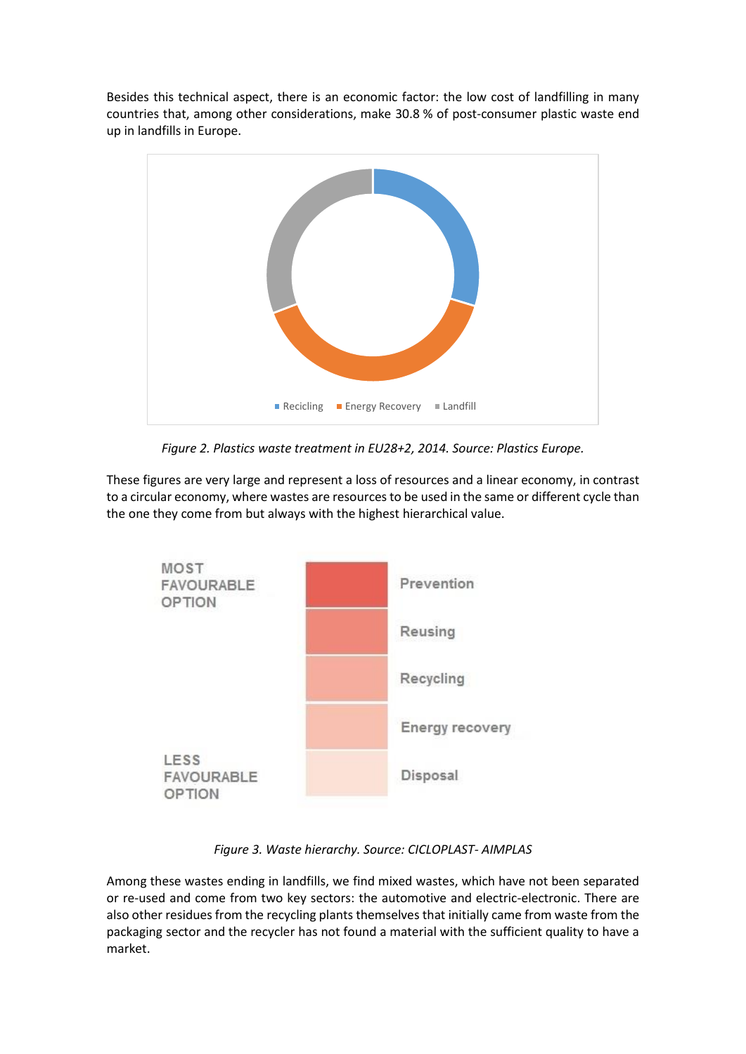Besides this technical aspect, there is an economic factor: the low cost of landfilling in many countries that, among other considerations, make 30.8 % of post-consumer plastic waste end up in landfills in Europe.

*Figure 2. Plastics waste treatment in EU28+2, 2014. Source: Plastics Europe.*

These figures are very large and represent a loss of resources and a linear economy, in contrast to a circular economy, where wastes are resources to be used in the same or different cycle than the one they come from but always with the highest hierarchical value.

*Figure 3. Waste hierarchy. Source: CICLOPLAST- AIMPLAS*

Among these wastes ending in landfills, we find mixed wastes, which have not been separated or re-used and come from two key sectors: the automotive and electric-electronic. There are also other residues from the recycling plants themselves that initially came from waste from the packaging sector and the recycler has not found a material with the sufficient quality to have a market.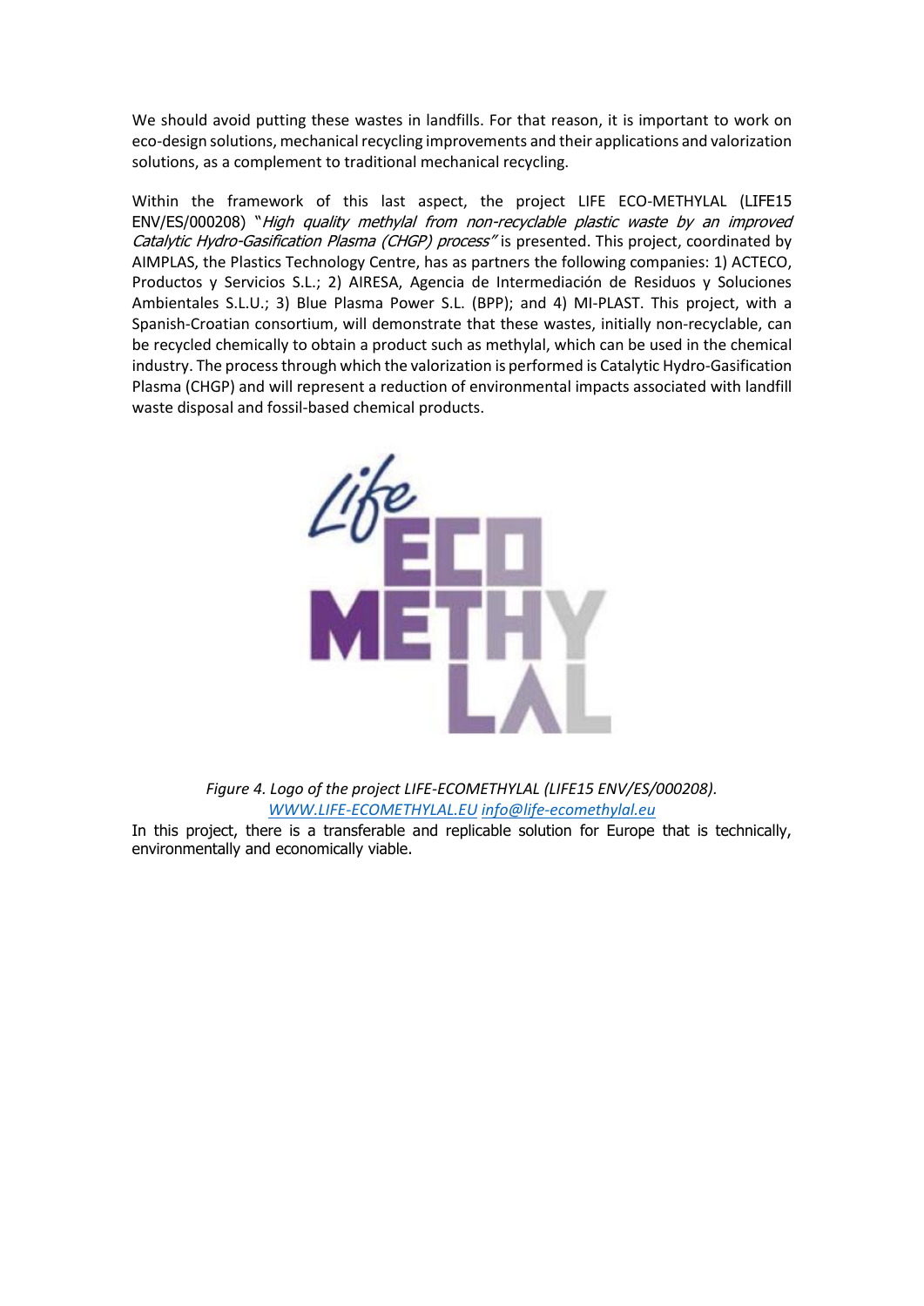We should avoid putting these wastes in landfills. For that reason, it is important to work on eco-design solutions, mechanical recycling improvements and their applications and valorization solutions, as a complement to traditional mechanical recycling.

Within the framework of this last aspect, the project LIFE ECO-METHYLAL (LIFE15 ENV/ES/000208) "*High quality methylal from non-recyclable plastic waste by an improved Catalytic Hydro-Gasification Plasma (CHGP) process"* is presented. This project, coordinated by AIMPLAS, the Plastics Technology Centre, has as partners the following companies: 1) ACTECO, Productos y Servicios S.L.; 2) AIRESA, Agencia de Intermediación de Residuos y Soluciones Ambientales S.L.U.; 3) Blue Plasma Power S.L. (BPP); and 4) MI-PLAST. This project, with a Spanish-Croatian consortium, will demonstrate that these wastes, initially non-recyclable, can be recycled chemically to obtain a product such as methylal, which can be used in the chemical industry. The process through which the valorization is performed is Catalytic Hydro-Gasification Plasma (CHGP) and will represent a reduction of environmental impacts associated with landfill waste disposal and fossil-based chemical products.

*Figure 4. Logo of the project LIFE-ECOMETHYLAL (LIFE15 ENV/ES/000208).*
*WWW.LIFE-ECOMETHYLAL.EU info@life-ecomethylal.eu*

In this project, there is a transferable and replicable solution for Europe that is technically, environmentally and economically viable.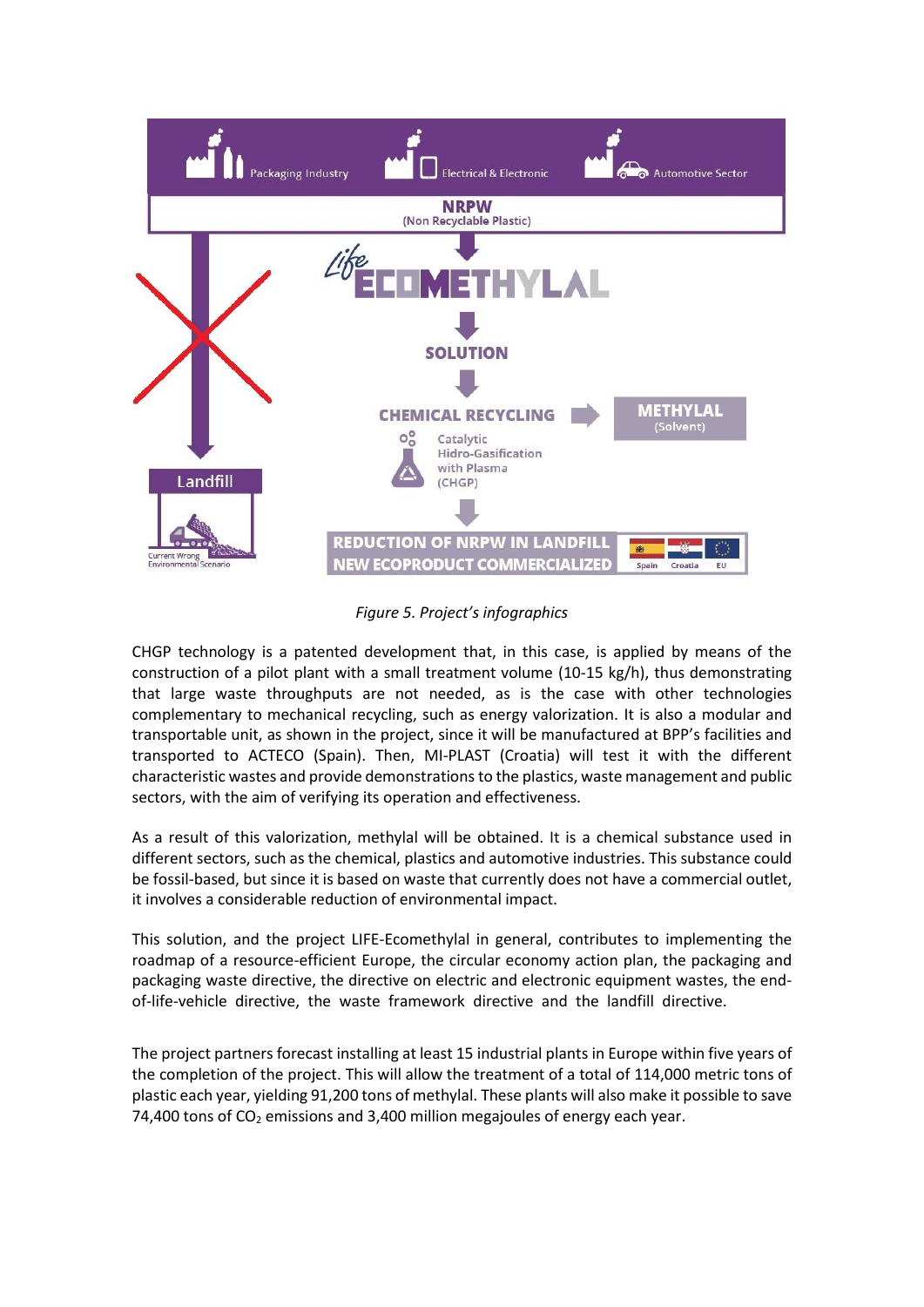Packaging Industry

Electrical & Electronic

Automotive Sector

NRPW
(Non Recyclable Plastic)

Life ECOMETHYLAL

SOLUTION

CHEMICAL RECYCLING

Catalytic Hidro-Gasification with Plasma (CHGP)

METHYLAL
(Solvent)

Landfill

Current Wrong Environmental Scenario

REDUCTION OF NRPW IN LANDFILL
NEW ECOPRODUCT COMMERCIALIZED

Spain Croatia EU

*Figure 5. Project's infographics*

CHGP technology is a patented development that, in this case, is applied by means of the construction of a pilot plant with a small treatment volume (10-15 kg/h), thus demonstrating that large waste throughputs are not needed, as is the case with other technologies complementary to mechanical recycling, such as energy valorization. It is also a modular and transportable unit, as shown in the project, since it will be manufactured at BPP's facilities and transported to ACTECO (Spain). Then, MI-PLAST (Croatia) will test it with the different characteristic wastes and provide demonstrations to the plastics, waste management and public sectors, with the aim of verifying its operation and effectiveness.

As a result of this valorization, methylal will be obtained. It is a chemical substance used in different sectors, such as the chemical, plastics and automotive industries. This substance could be fossil-based, but since it is based on waste that currently does not have a commercial outlet, it involves a considerable reduction of environmental impact.

This solution, and the project LIFE-Ecomethylal in general, contributes to implementing the roadmap of a resource-efficient Europe, the circular economy action plan, the packaging and packaging waste directive, the directive on electric and electronic equipment wastes, the end-of-life-vehicle directive, the waste framework directive and the landfill directive.

The project partners forecast installing at least 15 industrial plants in Europe within five years of the completion of the project. This will allow the treatment of a total of 114,000 metric tons of plastic each year, yielding 91,200 tons of methylal. These plants will also make it possible to save 74,400 tons of $CO_2$ emissions and 3,400 million megajoules of energy each year.